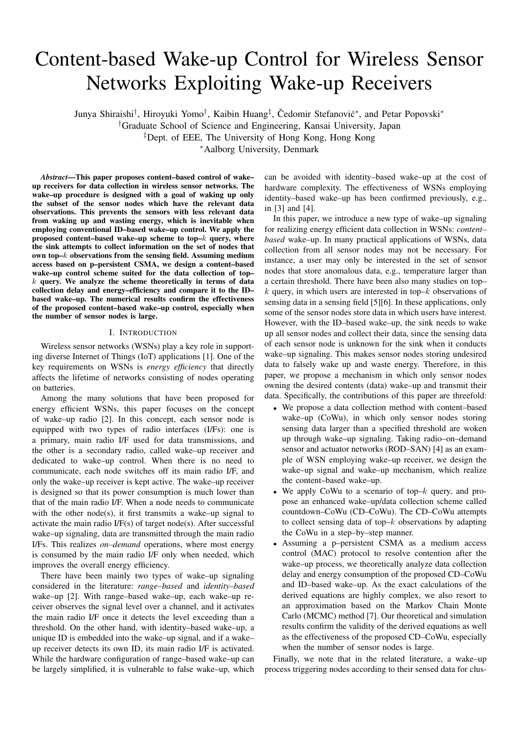# Content-based Wake-up Control for Wireless Sensor Networks Exploiting Wake-up Receivers

Junya Shiraishi†, Hiroyuki Yomo†, Kaibin Huang‡, Čedomir Stefanović*, and Petar Popovski*

†Graduate School of Science and Engineering, Kansai University, Japan

‡Dept. of EEE, The University of Hong Kong, Hong Kong

*Aalborg University, Denmark

***Abstract*—This paper proposes content–based control of wake–up receivers for data collection in wireless sensor networks. The wake–up procedure is designed with a goal of waking up only the subset of the sensor nodes which have the relevant data observations. This prevents the sensors with less relevant data from waking up and wasting energy, which is inevitable when employing conventional ID–based wake–up control. We apply the proposed content–based wake–up scheme to top–$k$ query, where the sink attempts to collect information on the set of nodes that own top–$k$ observations from the sensing field. Assuming medium access based on p–persistent CSMA, we design a content–based wake–up control scheme suited for the data collection of top–$k$ query. We analyze the scheme theoretically in terms of data collection delay and energy–efficiency and compare it to the ID–based wake–up. The numerical results confirm the effectiveness of the proposed content–based wake–up control, especially when the number of sensor nodes is large.**

## I. Introduction

Wireless sensor networks (WSNs) play a key role in supporting diverse Internet of Things (IoT) applications [1]. One of the key requirements on WSNs is *energy efficiency* that directly affects the lifetime of networks consisting of nodes operating on batteries.

Among the many solutions that have been proposed for energy efficient WSNs, this paper focuses on the concept of wake–up radio [2]. In this concept, each sensor node is equipped with two types of radio interfaces (I/Fs): one is a primary, main radio I/F used for data transmissions, and the other is a secondary radio, called wake–up receiver and dedicated to wake–up control. When there is no need to communicate, each node switches off its main radio I/F, and only the wake–up receiver is kept active. The wake–up receiver is designed so that its power consumption is much lower than that of the main radio I/F. When a node needs to communicate with the other node(s), it first transmits a wake–up signal to activate the main radio I/F(s) of target node(s). After successful wake–up signaling, data are transmitted through the main radio I/Fs. This realizes *on–demand* operations, where most energy is consumed by the main radio I/F only when needed, which improves the overall energy efficiency.

There have been mainly two types of wake–up signaling considered in the literature: *range–based* and *identity–based* wake–up [2]. With range–based wake–up, each wake–up receiver observes the signal level over a channel, and it activates the main radio I/F once it detects the level exceeding than a threshold. On the other hand, with identity–based wake–up, a unique ID is embedded into the wake–up signal, and if a wake–up receiver detects its own ID, its main radio I/F is activated. While the hardware configuration of range–based wake–up can be largely simplified, it is vulnerable to false wake–up, which can be avoided with identity–based wake–up at the cost of hardware complexity. The effectiveness of WSNs employing identity–based wake–up has been confirmed previously, e.g., in [3] and [4].

In this paper, we introduce a new type of wake–up signaling for realizing energy efficient data collection in WSNs: *content–based* wake–up. In many practical applications of WSNs, data collection from all sensor nodes may not be necessary. For instance, a user may only be interested in the set of sensor nodes that store anomalous data, e.g., temperature larger than a certain threshold. There have been also many studies on top–$k$ query, in which users are interested in top–$k$ observations of sensing data in a sensing field [5][6]. In these applications, only some of the sensor nodes store data in which users have interest. However, with the ID–based wake–up, the sink needs to wake up all sensor nodes and collect their data, since the sensing data of each sensor node is unknown for the sink when it conducts wake–up signaling. This makes sensor nodes storing undesired data to falsely wake up and waste energy. Therefore, in this paper, we propose a mechanism in which only sensor nodes owning the desired contents (data) wake–up and transmit their data. Specifically, the contributions of this paper are threefold:

- We propose a data collection method with content–based wake–up (CoWu), in which only sensor nodes storing sensing data larger than a specified threshold are woken up through wake–up signaling. Taking radio–on–demand sensor and actuator networks (ROD–SAN) [4] as an example of WSN employing wake–up receiver, we design the wake–up signal and wake–up mechanism, which realize the content–based wake–up.
- We apply CoWu to a scenario of top–$k$ query, and propose an enhanced wake–up/data collection scheme called countdown–CoWu (CD–CoWu). The CD–CoWu attempts to collect sensing data of top–$k$ observations by adapting the CoWu in a step–by–step manner.
- Assuming a p–persistent CSMA as a medium access control (MAC) protocol to resolve contention after the wake–up process, we theoretically analyze data collection delay and energy consumption of the proposed CD–CoWu and ID–based wake–up. As the exact calculations of the derived equations are highly complex, we also resort to an approximation based on the Markov Chain Monte Carlo (MCMC) method [7]. Our theoretical and simulation results confirm the validity of the derived equations as well as the effectiveness of the proposed CD–CoWu, especially when the number of sensor nodes is large.

Finally, we note that in the related literature, a wake–up process triggering nodes according to their sensed data for clus-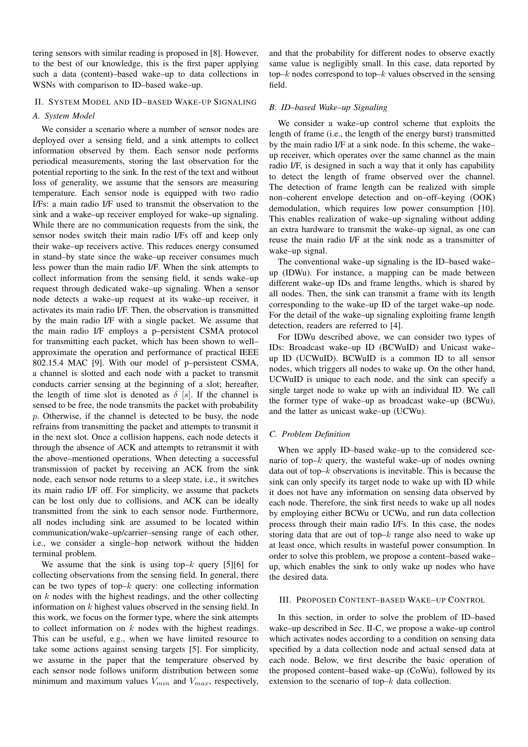tering sensors with similar reading is proposed in [8]. However, to the best of our knowledge, this is the first paper applying such a data (content)–based wake–up to data collections in WSNs with comparison to ID–based wake–up.

## II. System Model and ID–based Wake-up Signaling

### A. System Model

We consider a scenario where a number of sensor nodes are deployed over a sensing field, and a sink attempts to collect information observed by them. Each sensor node performs periodical measurements, storing the last observation for the potential reporting to the sink. In the rest of the text and without loss of generality, we assume that the sensors are measuring temperature. Each sensor node is equipped with two radio I/Fs: a main radio I/F used to transmit the observation to the sink and a wake–up receiver employed for wake–up signaling. While there are no communication requests from the sink, the sensor nodes switch their main radio I/Fs off and keep only their wake–up receivers active. This reduces energy consumed in stand–by state since the wake–up receiver consumes much less power than the main radio I/F. When the sink attempts to collect information from the sensing field, it sends wake–up request through dedicated wake–up signaling. When a sensor node detects a wake–up request at its wake–up receiver, it activates its main radio I/F. Then, the observation is transmitted by the main radio I/F with a single packet. We assume that the main radio I/F employs a p–persistent CSMA protocol for transmitting each packet, which has been shown to well–approximate the operation and performance of practical IEEE 802.15.4 MAC [9]. With our model of p–persistent CSMA, a channel is slotted and each node with a packet to transmit conducts carrier sensing at the beginning of a slot; hereafter, the length of time slot is denoted as $\delta$ $[s]$. If the channel is sensed to be free, the node transmits the packet with probability $p$. Otherwise, if the channel is detected to be busy, the node refrains from transmitting the packet and attempts to transmit it in the next slot. Once a collision happens, each node detects it through the absence of ACK and attempts to retransmit it with the above–mentioned operations. When detecting a successful transmission of packet by receiving an ACK from the sink node, each sensor node returns to a sleep state, i.e., it switches its main radio I/F off. For simplicity, we assume that packets can be lost only due to collisions, and ACK can be ideally transmitted from the sink to each sensor node. Furthermore, all nodes including sink are assumed to be located within communication/wake–up/carrier–sensing range of each other, i.e., we consider a single–hop network without the hidden terminal problem.

We assume that the sink is using top–$k$ query [5][6] for collecting observations from the sensing field. In general, there can be two types of top–$k$ query: one collecting information on $k$ nodes with the highest readings, and the other collecting information on $k$ highest values observed in the sensing field. In this work, we focus on the former type, where the sink attempts to collect information on $k$ nodes with the highest readings. This can be useful, e.g., when we have limited resource to take some actions against sensing targets [5]. For simplicity, we assume in the paper that the temperature observed by each sensor node follows uniform distribution between some minimum and maximum values $V_{min}$ and $V_{max}$, respectively, and that the probability for different nodes to observe exactly same value is negligibly small. In this case, data reported by top–$k$ nodes correspond to top–$k$ values observed in the sensing field.

### B. ID–based Wake–up Signaling

We consider a wake–up control scheme that exploits the length of frame (i.e., the length of the energy burst) transmitted by the main radio I/F at a sink node. In this scheme, the wake–up receiver, which operates over the same channel as the main radio I/F, is designed in such a way that it only has capability to detect the length of frame observed over the channel. The detection of frame length can be realized with simple non–coherent envelope detection and on–off–keying (OOK) demodulation, which requires low power consumption [10]. This enables realization of wake–up signaling without adding an extra hardware to transmit the wake–up signal, as one can reuse the main radio I/F at the sink node as a transmitter of wake–up signal.

The conventional wake–up signaling is the ID–based wake–up (IDWu). For instance, a mapping can be made between different wake–up IDs and frame lengths, which is shared by all nodes. Then, the sink can transmit a frame with its length corresponding to the wake–up ID of the target wake–up node. For the detail of the wake–up signaling exploiting frame length detection, readers are referred to [4].

For IDWu described above, we can consider two types of IDs: Broadcast wake–up ID (BCWuID) and Unicast wake–up ID (UCWuID). BCWuID is a common ID to all sensor nodes, which triggers all nodes to wake up. On the other hand, UCWuID is unique to each node, and the sink can specify a single target node to wake up with an individual ID. We call the former type of wake–up as broadcast wake–up (BCWu), and the latter as unicast wake–up (UCWu).

### C. Problem Definition

When we apply ID–based wake–up to the considered scenario of top–$k$ query, the wasteful wake–up of nodes owning data out of top–$k$ observations is inevitable. This is because the sink can only specify its target node to wake up with ID while it does not have any information on sensing data observed by each node. Therefore, the sink first needs to wake up all nodes by employing either BCWu or UCWu, and run data collection process through their main radio I/Fs. In this case, the nodes storing data that are out of top–$k$ range also need to wake up at least once, which results in wasteful power consumption. In order to solve this problem, we propose a content–based wake–up, which enables the sink to only wake up nodes who have the desired data.

## III. Proposed Content–based Wake–up Control

In this section, in order to solve the problem of ID–based wake–up described in Sec. II-C, we propose a wake–up control which activates nodes according to a condition on sensing data specified by a data collection node and actual sensed data at each node. Below, we first describe the basic operation of the proposed content–based wake–up (CoWu), followed by its extension to the scenario of top–$k$ data collection.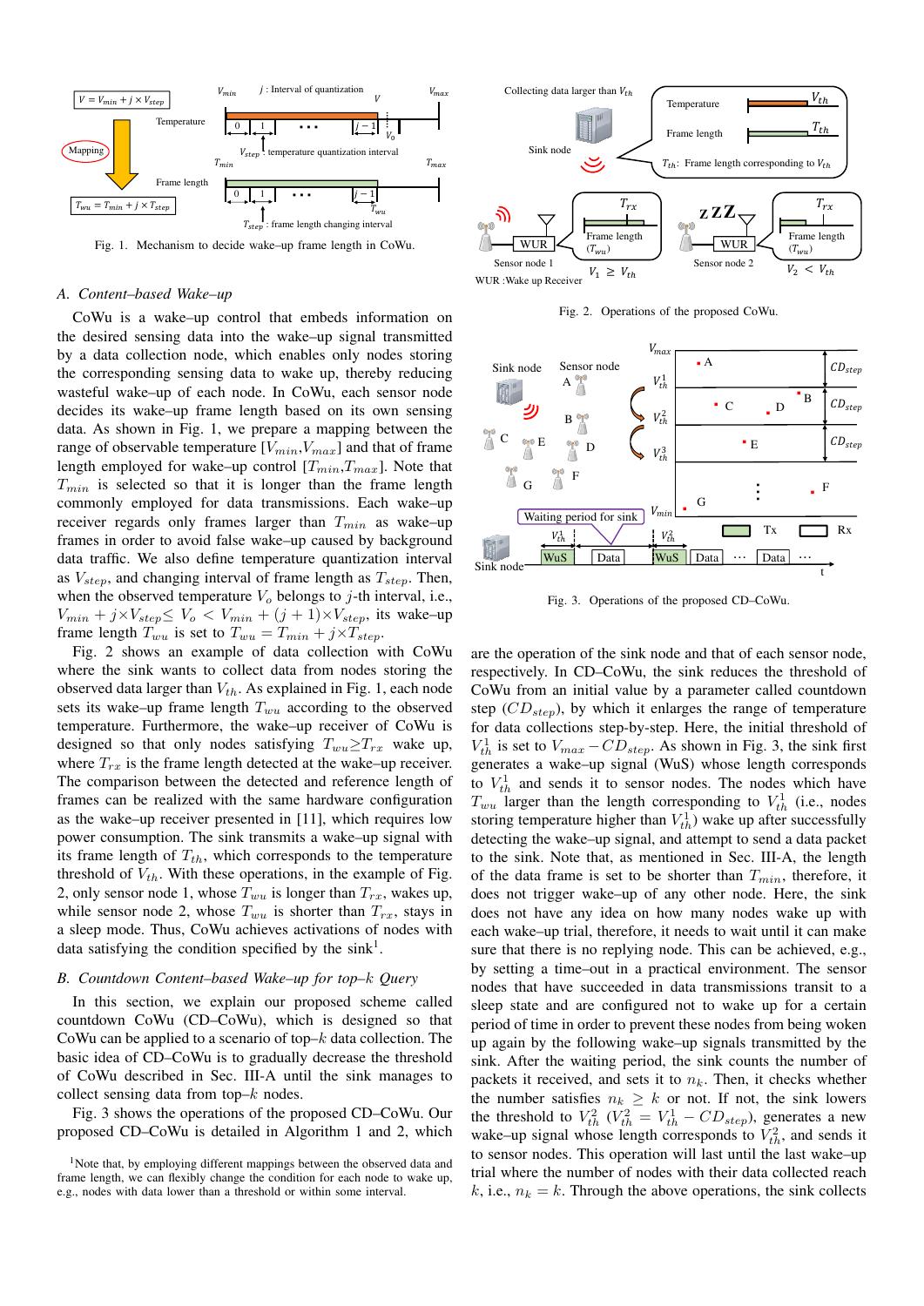Fig. 1. Mechanism to decide wake–up frame length in CoWu.

Fig. 2. Operations of the proposed CoWu.

Fig. 3. Operations of the proposed CD–CoWu.

### *A. Content–based Wake–up*

CoWu is a wake–up control that embeds information on the desired sensing data into the wake–up signal transmitted by a data collection node, which enables only nodes storing the corresponding sensing data to wake up, thereby reducing wasteful wake–up of each node. In CoWu, each sensor node decides its wake–up frame length based on its own sensing data. As shown in Fig. 1, we prepare a mapping between the range of observable temperature [$V_{min}$,$V_{max}$] and that of frame length employed for wake–up control [$T_{min}$,$T_{max}$]. Note that $T_{min}$ is selected so that it is longer than the frame length commonly employed for data transmissions. Each wake–up receiver regards only frames larger than $T_{min}$ as wake–up frames in order to avoid false wake–up caused by background data traffic. We also define temperature quantization interval as $V_{step}$, and changing interval of frame length as $T_{step}$. Then, when the observed temperature $V_o$ belongs to $j$-th interval, i.e., $V_{min} + j \times V_{step} \leq V_o < V_{min} + (j+1) \times V_{step}$, its wake–up frame length $T_{wu}$ is set to $T_{wu} = T_{min} + j \times T_{step}$.

Fig. 2 shows an example of data collection with CoWu where the sink wants to collect data from nodes storing the observed data larger than $V_{th}$. As explained in Fig. 1, each node sets its wake–up frame length $T_{wu}$ according to the observed temperature. Furthermore, the wake–up receiver of CoWu is designed so that only nodes satisfying $T_{wu} \geq T_{rx}$ wake up, where $T_{rx}$ is the frame length detected at the wake–up receiver. The comparison between the detected and reference length of frames can be realized with the same hardware configuration as the wake–up receiver presented in [11], which requires low power consumption. The sink transmits a wake–up signal with its frame length of $T_{th}$, which corresponds to the temperature threshold of $V_{th}$. With these operations, in the example of Fig. 2, only sensor node 1, whose $T_{wu}$ is longer than $T_{rx}$, wakes up, while sensor node 2, whose $T_{wu}$ is shorter than $T_{rx}$, stays in a sleep mode. Thus, CoWu achieves activations of nodes with data satisfying the condition specified by the sink[1].

### *B. Countdown Content–based Wake–up for top–k Query*

In this section, we explain our proposed scheme called countdown CoWu (CD–CoWu), which is designed so that CoWu can be applied to a scenario of top–$k$ data collection. The basic idea of CD–CoWu is to gradually decrease the threshold of CoWu described in Sec. III-A until the sink manages to collect sensing data from top–$k$ nodes.

Fig. 3 shows the operations of the proposed CD–CoWu. Our proposed CD–CoWu is detailed in Algorithm 1 and 2, which are the operation of the sink node and that of each sensor node, respectively. In CD–CoWu, the sink reduces the threshold of CoWu from an initial value by a parameter called countdown step ($CD_{step}$), by which it enlarges the range of temperature for data collections step-by-step. Here, the initial threshold of $V_{th}^1$ is set to $V_{max} - CD_{step}$. As shown in Fig. 3, the sink first generates a wake–up signal (WuS) whose length corresponds to $V_{th}^1$ and sends it to sensor nodes. The nodes which have $T_{wu}$ larger than the length corresponding to $V_{th}^1$ (i.e., nodes storing temperature higher than $V_{th}^1$) wake up after successfully detecting the wake–up signal, and attempt to send a data packet to the sink. Note that, as mentioned in Sec. III-A, the length of the data frame is set to be shorter than $T_{min}$, therefore, it does not trigger wake–up of any other node. Here, the sink does not have any idea on how many nodes wake up with each wake–up trial, therefore, it needs to wait until it can make sure that there is no replying node. This can be achieved, e.g., by setting a time–out in a practical environment. The sensor nodes that have succeeded in data transmissions transit to a sleep state and are configured not to wake up for a certain period of time in order to prevent these nodes from being woken up again by the following wake–up signals transmitted by the sink. After the waiting period, the sink counts the number of packets it received, and sets it to $n_k$. Then, it checks whether the number satisfies $n_k \geq k$ or not. If not, the sink lowers the threshold to $V_{th}^2$ ($V_{th}^2 = V_{th}^1 - CD_{step}$), generates a new wake–up signal whose length corresponds to $V_{th}^2$, and sends it to sensor nodes. This operation will last until the last wake–up trial where the number of nodes with their data collected reach $k$, i.e., $n_k = k$. Through the above operations, the sink collects

[1]Note that, by employing different mappings between the observed data and frame length, we can flexibly change the condition for each node to wake up, e.g., nodes with data lower than a threshold or within some interval.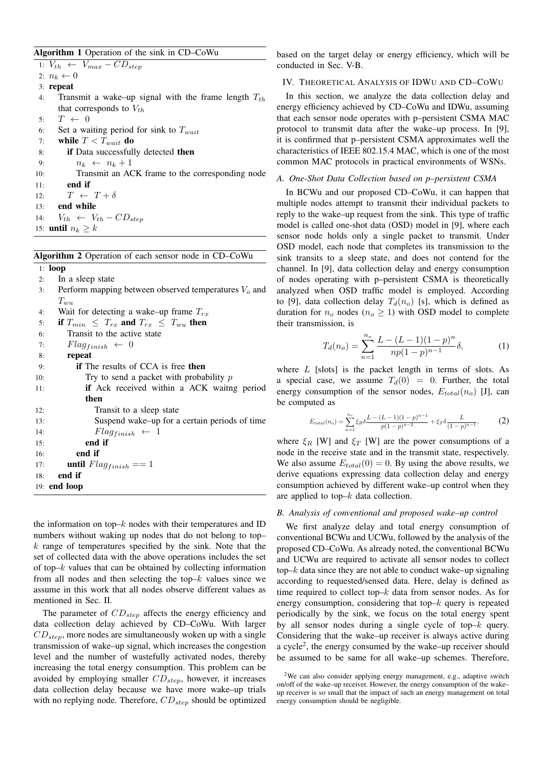**Algorithm 1** Operation of the sink in CD–CoWu

```
1:  V_th ← V_max − CD_step
2:  n_k ← 0
3:  repeat
4:    Transmit a wake–up signal with the frame length T_th
      that corresponds to V_th
5:    T ← 0
6:    Set a waiting period for sink to T_wait
7:    while T < T_wait do
8:      if Data successfully detected then
9:        n_k ← n_k + 1
10:       Transmit an ACK frame to the corresponding node
11:     end if
12:     T ← T + δ
13:   end while
14:   V_th ← V_th − CD_step
15: until n_k ≥ k
```

**Algorithm 2** Operation of each sensor node in CD–CoWu

```
1:  loop
2:    In a sleep state
3:    Perform mapping between observed temperatures V_o and
      T_wu
4:    Wait for detecting a wake–up frame T_rx
5:    if T_min ≤ T_rx and T_rx ≤ T_wu then
6:      Transit to the active state
7:      Flag_finish ← 0
8:      repeat
9:        if The results of CCA is free then
10:         Try to send a packet with probability p
11:         if Ack received within a ACK waitng period
            then
12:           Transit to a sleep state
13:           Suspend wake–up for a certain periods of time
14:           Flag_finish ← 1
15:         end if
16:       end if
17:     until Flag_finish == 1
18:   end if
19: end loop
```

the information on top–$k$ nodes with their temperatures and ID numbers without waking up nodes that do not belong to top–$k$ range of temperatures specified by the sink. Note that the set of collected data with the above operations includes the set of top–$k$ values that can be obtained by collecting information from all nodes and then selecting the top–$k$ values since we assume in this work that all nodes observe different values as mentioned in Sec. II.

The parameter of $CD_{step}$ affects the energy efficiency and data collection delay achieved by CD–CoWu. With larger $CD_{step}$, more nodes are simultaneously woken up with a single transmission of wake–up signal, which increases the congestion level and the number of wastefully activated nodes, thereby increasing the total energy consumption. This problem can be avoided by employing smaller $CD_{step}$, however, it increases data collection delay because we have more wake–up trials with no replying node. Therefore, $CD_{step}$ should be optimized based on the target delay or energy efficiency, which will be conducted in Sec. V-B.

## IV. Theoretical Analysis of IDWu and CD–CoWu

In this section, we analyze the data collection delay and energy efficiency achieved by CD–CoWu and IDWu, assuming that each sensor node operates with p–persistent CSMA MAC protocol to transmit data after the wake–up process. In [9], it is confirmed that p–persistent CSMA approximates well the characteristics of IEEE 802.15.4 MAC, which is one of the most common MAC protocols in practical environments of WSNs.

### A. One-Shot Data Collection based on p–persistent CSMA

In BCWu and our proposed CD–CoWu, it can happen that multiple nodes attempt to transmit their individual packets to reply to the wake–up request from the sink. This type of traffic model is called one-shot data (OSD) model in [9], where each sensor node holds only a single packet to transmit. Under OSD model, each node that completes its transmission to the sink transits to a sleep state, and does not contend for the channel. In [9], data collection delay and energy consumption of nodes operating with p–persistent CSMA is theoretically analyzed when OSD traffic model is employed. According to [9], data collection delay $T_d(n_o)$ [s], which is defined as duration for $n_o$ nodes ($n_o \geq 1$) with OSD model to complete their transmission, is

$$T_d(n_o) = \sum_{n=1}^{n_o} \frac{L-(L-1)(1-p)^n}{np(1-p)^{n-1}}\delta, \tag{1}$$

where $L$ [slots] is the packet length in terms of slots. As a special case, we assume $T_d(0) = 0$. Further, the total energy consumption of the sensor nodes, $E_{total}(n_o)$ [J], can be computed as

$$E_{total}(n_o) = \sum_{n=1}^{n_o} \xi_R \delta \frac{L-(L-1)(1-p)^{n-1}}{p(1-p)^{n-2}} + \xi_T \delta \frac{L}{(1-p)^{n-1}}, \tag{2}$$

where $\xi_R$ [W] and $\xi_T$ [W] are the power consumptions of a node in the receive state and in the transmit state, respectively. We also assume $E_{total}(0) = 0$. By using the above results, we derive equations expressing data collection delay and energy consumption achieved by different wake–up control when they are applied to top–$k$ data collection.

### B. Analysis of conventional and proposed wake–up control

We first analyze delay and total energy consumption of conventional BCWu and UCWu, followed by the analysis of the proposed CD–CoWu. As already noted, the conventional BCWu and UCWu are required to activate all sensor nodes to collect top–$k$ data since they are not able to conduct wake–up signaling according to requested/sensed data. Here, delay is defined as time required to collect top–$k$ data from sensor nodes. As for energy consumption, considering that top–$k$ query is repeated periodically by the sink, we focus on the total energy spent by all sensor nodes during a single cycle of top–$k$ query. Considering that the wake–up receiver is always active during a cycle[2], the energy consumed by the wake–up receiver should be assumed to be same for all wake–up schemes. Therefore,

[2]We can also consider applying energy management, e.g., adaptive switch on/off of the wake–up receiver. However, the energy consumption of the wake–up receiver is so small that the impact of such an energy management on total energy consumption should be negligible.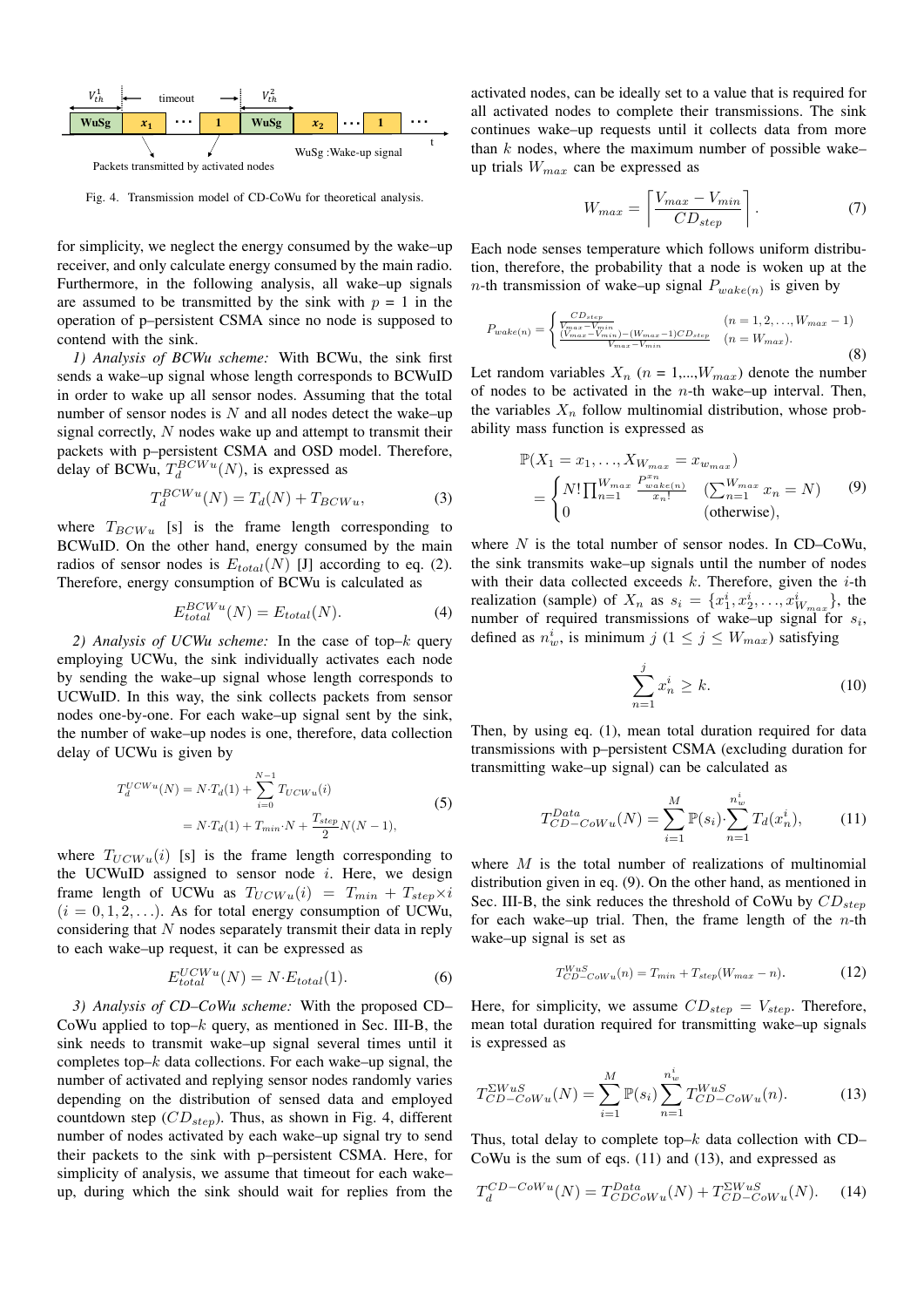Fig. 4. Transmission model of CD-CoWu for theoretical analysis.

for simplicity, we neglect the energy consumed by the wake–up receiver, and only calculate energy consumed by the main radio. Furthermore, in the following analysis, all wake–up signals are assumed to be transmitted by the sink with $p$ = 1 in the operation of p–persistent CSMA since no node is supposed to contend with the sink.

*1) Analysis of BCWu scheme:* With BCWu, the sink first sends a wake–up signal whose length corresponds to BCWuID in order to wake up all sensor nodes. Assuming that the total number of sensor nodes is $N$ and all nodes detect the wake–up signal correctly, $N$ nodes wake up and attempt to transmit their packets with p–persistent CSMA and OSD model. Therefore, delay of BCWu, $T_d^{BCWu}(N)$, is expressed as

$$T_d^{BCWu}(N) = T_d(N) + T_{BCWu}, \tag{3}$$

where $T_{BCWu}$ [s] is the frame length corresponding to BCWuID. On the other hand, energy consumed by the main radios of sensor nodes is $E_{total}(N)$ [J] according to eq. (2). Therefore, energy consumption of BCWu is calculated as

$$E_{total}^{BCWu}(N) = E_{total}(N). \tag{4}$$

*2) Analysis of UCWu scheme:* In the case of top–$k$ query employing UCWu, the sink individually activates each node by sending the wake–up signal whose length corresponds to UCWuID. In this way, the sink collects packets from sensor nodes one-by-one. For each wake–up signal sent by the sink, the number of wake–up nodes is one, therefore, data collection delay of UCWu is given by

$$\begin{aligned} T_d^{UCWu}(N) &= N \cdot T_d(1) + \sum_{i=0}^{N-1} T_{UCWu}(i) \\ &= N \cdot T_d(1) + T_{min} \cdot N + \frac{T_{step}}{2} N(N-1), \end{aligned} \tag{5}$$

where $T_{UCWu}(i)$ [s] is the frame length corresponding to the UCWuID assigned to sensor node $i$. Here, we design frame length of UCWu as $T_{UCWu}(i) = T_{min} + T_{step} \times i$ $(i = 0, 1, 2, \ldots)$. As for total energy consumption of UCWu, considering that $N$ nodes separately transmit their data in reply to each wake–up request, it can be expressed as

$$E_{total}^{UCWu}(N) = N \cdot E_{total}(1). \tag{6}$$

*3) Analysis of CD–CoWu scheme:* With the proposed CD–CoWu applied to top–$k$ query, as mentioned in Sec. III-B, the sink needs to transmit wake–up signal several times until it completes top–$k$ data collections. For each wake–up signal, the number of activated and replying sensor nodes randomly varies depending on the distribution of sensed data and employed countdown step ($CD_{step}$). Thus, as shown in Fig. 4, different number of nodes activated by each wake–up signal try to send their packets to the sink with p–persistent CSMA. Here, for simplicity of analysis, we assume that timeout for each wake–up, during which the sink should wait for replies from the activated nodes, can be ideally set to a value that is required for all activated nodes to complete their transmissions. The sink continues wake–up requests until it collects data from more than $k$ nodes, where the maximum number of possible wake–up trials $W_{max}$ can be expressed as

$$W_{max} = \left\lceil \frac{V_{max} - V_{min}}{CD_{step}} \right\rceil. \tag{7}$$

Each node senses temperature which follows uniform distribution, therefore, the probability that a node is woken up at the $n$-th transmission of wake–up signal $P_{wake(n)}$ is given by

$$P_{wake(n)} = \begin{cases} \frac{CD_{step}}{V_{max} - V_{min}} & (n = 1, 2, \ldots, W_{max} - 1) \\ \frac{(V_{max} - V_{min}) - (W_{max} - 1)CD_{step}}{V_{max} - V_{min}} & (n = W_{max}). \end{cases} \tag{8}$$

Let random variables $X_n$ ($n$ = 1,...,$W_{max}$) denote the number of nodes to be activated in the $n$-th wake–up interval. Then, the variables $X_n$ follow multinomial distribution, whose probability mass function is expressed as

$$\begin{aligned} &\mathbb{P}(X_1 = x_1, \ldots, X_{W_{max}} = x_{w_{max}}) \\ &= \begin{cases} N! \prod_{n=1}^{W_{max}} \frac{P_{wake(n)}^{x_n}}{x_n!} & (\sum_{n=1}^{W_{max}} x_n = N) \\ 0 & \text{(otherwise)}, \end{cases} \end{aligned} \tag{9}$$

where $N$ is the total number of sensor nodes. In CD–CoWu, the sink transmits wake–up signals until the number of nodes with their data collected exceeds $k$. Therefore, given the $i$-th realization (sample) of $X_n$ as $s_i = \{x_1^i, x_2^i, \ldots, x_{W_{max}}^i\}$, the number of required transmissions of wake–up signal for $s_i$, defined as $n_w^i$, is minimum $j$ ($1 \leq j \leq W_{max}$) satisfying

$$\sum_{n=1}^{j} x_n^i \geq k. \tag{10}$$

Then, by using eq. (1), mean total duration required for data transmissions with p–persistent CSMA (excluding duration for transmitting wake–up signal) can be calculated as

$$T_{CD-CoWu}^{Data}(N) = \sum_{i=1}^{M} \mathbb{P}(s_i) \cdot \sum_{n=1}^{n_w^i} T_d(x_n^i), \tag{11}$$

where $M$ is the total number of realizations of multinomial distribution given in eq. (9). On the other hand, as mentioned in Sec. III-B, the sink reduces the threshold of CoWu by $CD_{step}$ for each wake–up trial. Then, the frame length of the $n$-th wake–up signal is set as

$$T_{CD-CoWu}^{WuS}(n) = T_{min} + T_{step}(W_{max} - n). \tag{12}$$

Here, for simplicity, we assume $CD_{step} = V_{step}$. Therefore, mean total duration required for transmitting wake–up signals is expressed as

$$T_{CD-CoWu}^{\Sigma WuS}(N) = \sum_{i=1}^{M} \mathbb{P}(s_i) \sum_{n=1}^{n_w^i} T_{CD-CoWu}^{WuS}(n). \tag{13}$$

Thus, total delay to complete top–$k$ data collection with CD–CoWu is the sum of eqs. (11) and (13), and expressed as

$$T_d^{CD-CoWu}(N) = T_{CDCoWu}^{Data}(N) + T_{CD-CoWu}^{\Sigma WuS}(N). \tag{14}$$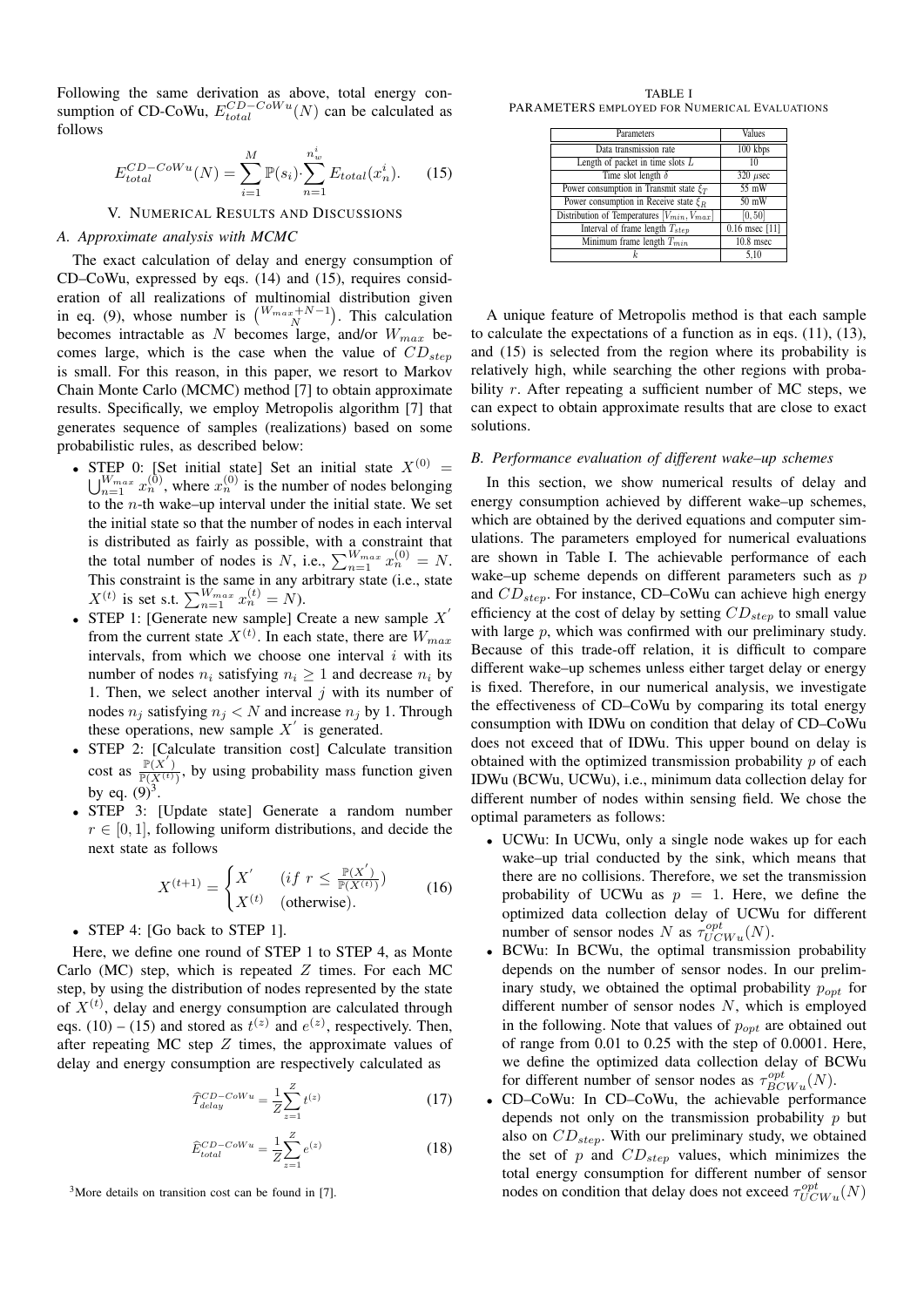Following the same derivation as above, total energy consumption of CD-CoWu, $E_{total}^{CD-CoWu}(N)$ can be calculated as follows

$$E_{total}^{CD-CoWu}(N) = \sum_{i=1}^{M} \mathbb{P}(s_i) \cdot \sum_{n=1}^{n_w^i} E_{total}(x_n^i). \quad (15)$$

## V. Numerical Results and Discussions

### A. Approximate analysis with MCMC

The exact calculation of delay and energy consumption of CD–CoWu, expressed by eqs. (14) and (15), requires consideration of all realizations of multinomial distribution given in eq. (9), whose number is $\binom{W_{max}+N-1}{N}$. This calculation becomes intractable as $N$ becomes large, and/or $W_{max}$ becomes large, which is the case when the value of $CD_{step}$ is small. For this reason, in this paper, we resort to Markov Chain Monte Carlo (MCMC) method [7] to obtain approximate results. Specifically, we employ Metropolis algorithm [7] that generates sequence of samples (realizations) based on some probabilistic rules, as described below:

- STEP 0: [Set initial state] Set an initial state $X^{(0)} = \bigcup_{n=1}^{W_{max}} x_n^{(0)}$, where $x_n^{(0)}$ is the number of nodes belonging to the $n$-th wake–up interval under the initial state. We set the initial state so that the number of nodes in each interval is distributed as fairly as possible, with a constraint that the total number of nodes is $N$, i.e., $\sum_{n=1}^{W_{max}} x_n^{(0)} = N$. This constraint is the same in any arbitrary state (i.e., state $X^{(t)}$ is set s.t. $\sum_{n=1}^{W_{max}} x_n^{(t)} = N$).
- STEP 1: [Generate new sample] Create a new sample $X^{'}$ from the current state $X^{(t)}$. In each state, there are $W_{max}$ intervals, from which we choose one interval $i$ with its number of nodes $n_i$ satisfying $n_i \geq 1$ and decrease $n_i$ by 1. Then, we select another interval $j$ with its number of nodes $n_j$ satisfying $n_j < N$ and increase $n_j$ by 1. Through these operations, new sample $X^{'}$ is generated.
- STEP 2: [Calculate transition cost] Calculate transition cost as $\frac{\mathbb{P}(X^{'})}{\mathbb{P}(X^{(t)})}$, by using probability mass function given by eq. (9)[3].
- STEP 3: [Update state] Generate a random number $r \in [0, 1]$, following uniform distributions, and decide the next state as follows

$$X^{(t+1)} = \begin{cases} X^{'} & (if\ r \leq \frac{\mathbb{P}(X^{'})}{\mathbb{P}(X^{(t)})}) \\ X^{(t)} & (\text{otherwise}). \end{cases} \quad (16)$$

- STEP 4: [Go back to STEP 1].

Here, we define one round of STEP 1 to STEP 4, as Monte Carlo (MC) step, which is repeated $Z$ times. For each MC step, by using the distribution of nodes represented by the state of $X^{(t)}$, delay and energy consumption are calculated through eqs. (10) – (15) and stored as $t^{(z)}$ and $e^{(z)}$, respectively. Then, after repeating MC step $Z$ times, the approximate values of delay and energy consumption are respectively calculated as

$$\widehat{T}_{delay}^{CD-CoWu} = \frac{1}{Z} \sum_{z=1}^{Z} t^{(z)} \quad (17)$$

$$\widehat{E}_{total}^{CD-CoWu} = \frac{1}{Z} \sum_{z=1}^{Z} e^{(z)} \quad (18)$$

[3]More details on transition cost can be found in [7].

TABLE I
Parameters employed for Numerical Evaluations

| Parameters | Values |
|---|---|
| Data transmission rate | 100 kbps |
| Length of packet in time slots $L$ | 10 |
| Time slot length $\delta$ | 320 $\mu$sec |
| Power consumption in Transmit state $\xi_T$ | 55 mW |
| Power consumption in Receive state $\xi_R$ | 50 mW |
| Distribution of Temperatures $[V_{min}, V_{max}]$ | [0, 50] |
| Interval of frame length $T_{step}$ | 0.16 msec [11] |
| Minimum frame length $T_{min}$ | 10.8 msec |
| $k$ | 5,10 |

A unique feature of Metropolis method is that each sample to calculate the expectations of a function as in eqs. (11), (13), and (15) is selected from the region where its probability is relatively high, while searching the other regions with probability $r$. After repeating a sufficient number of MC steps, we can expect to obtain approximate results that are close to exact solutions.

### B. Performance evaluation of different wake–up schemes

In this section, we show numerical results of delay and energy consumption achieved by different wake–up schemes, which are obtained by the derived equations and computer simulations. The parameters employed for numerical evaluations are shown in Table I. The achievable performance of each wake–up scheme depends on different parameters such as $p$ and $CD_{step}$. For instance, CD–CoWu can achieve high energy efficiency at the cost of delay by setting $CD_{step}$ to small value with large $p$, which was confirmed with our preliminary study. Because of this trade-off relation, it is difficult to compare different wake–up schemes unless either target delay or energy is fixed. Therefore, in our numerical analysis, we investigate the effectiveness of CD–CoWu by comparing its total energy consumption with IDWu on condition that delay of CD–CoWu does not exceed that of IDWu. This upper bound on delay is obtained with the optimized transmission probability $p$ of each IDWu (BCWu, UCWu), i.e., minimum data collection delay for different number of nodes within sensing field. We chose the optimal parameters as follows:

- UCWu: In UCWu, only a single node wakes up for each wake–up trial conducted by the sink, which means that there are no collisions. Therefore, we set the transmission probability of UCWu as $p = 1$. Here, we define the optimized data collection delay of UCWu for different number of sensor nodes $N$ as $\tau_{UCWu}^{opt}(N)$.
- BCWu: In BCWu, the optimal transmission probability depends on the number of sensor nodes. In our preliminary study, we obtained the optimal probability $p_{opt}$ for different number of sensor nodes $N$, which is employed in the following. Note that values of $p_{opt}$ are obtained out of range from 0.01 to 0.25 with the step of 0.0001. Here, we define the optimized data collection delay of BCWu for different number of sensor nodes as $\tau_{BCWu}^{opt}(N)$.
- CD–CoWu: In CD–CoWu, the achievable performance depends not only on the transmission probability $p$ but also on $CD_{step}$. With our preliminary study, we obtained the set of $p$ and $CD_{step}$ values, which minimizes the total energy consumption for different number of sensor nodes on condition that delay does not exceed $\tau_{UCWu}^{opt}(N)$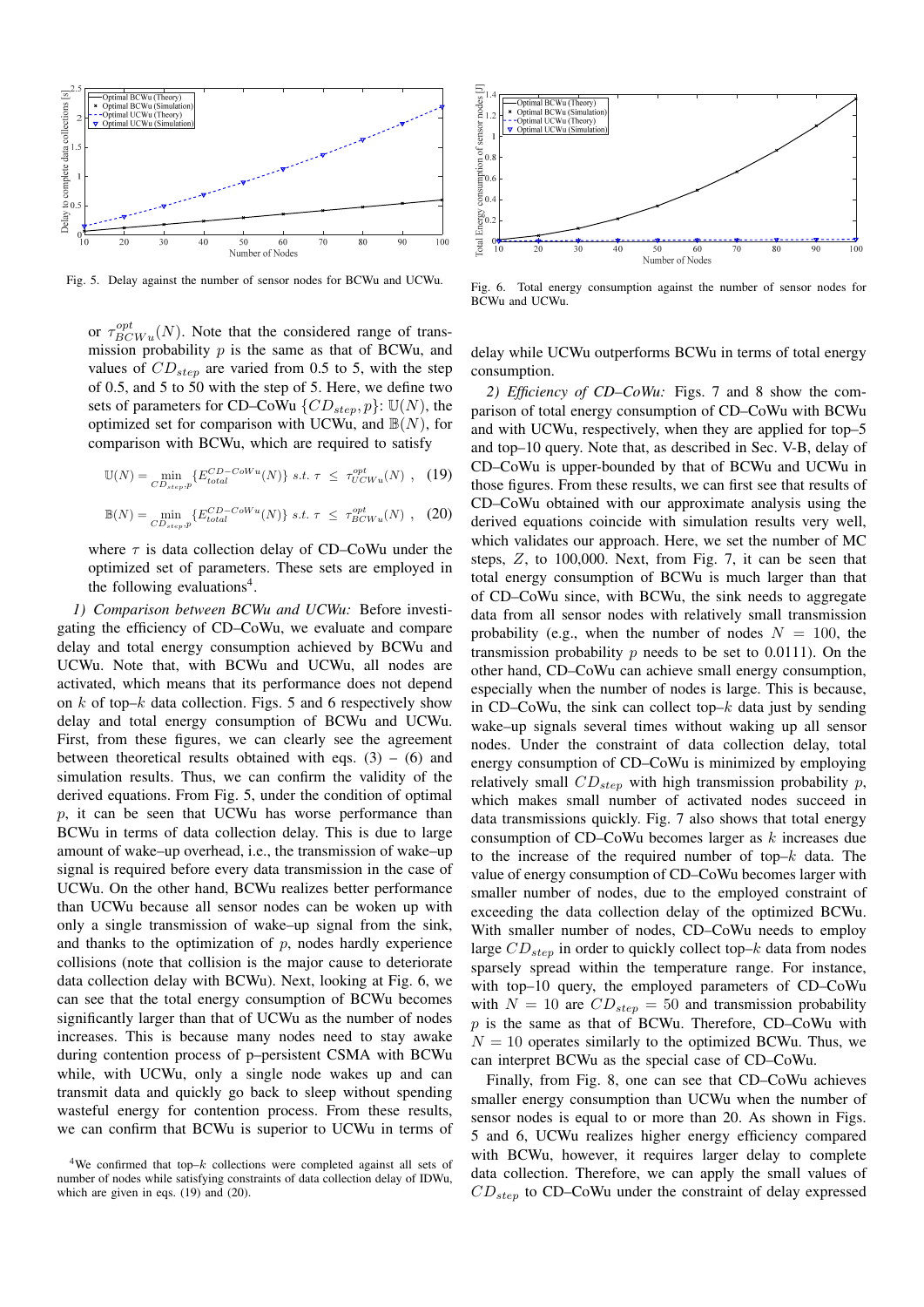Fig. 5. Delay against the number of sensor nodes for BCWu and UCWu.

Fig. 6. Total energy consumption against the number of sensor nodes for BCWu and UCWu.

or $\tau^{opt}_{BCWu}(N)$. Note that the considered range of transmission probability $p$ is the same as that of BCWu, and values of $CD_{step}$ are varied from 0.5 to 5, with the step of 0.5, and 5 to 50 with the step of 5. Here, we define two sets of parameters for CD–CoWu $\{CD_{step}, p\}$: $\mathbb{U}(N)$, the optimized set for comparison with UCWu, and $\mathbb{B}(N)$, for comparison with BCWu, which are required to satisfy

$$\mathbb{U}(N) = \min_{CD_{step}, p} \{E^{CD-CoWu}_{total}(N)\} \ s.t. \ \tau \leq \tau^{opt}_{UCWu}(N) \ , \quad (19)$$

$$\mathbb{B}(N) = \min_{CD_{step}, p} \{E^{CD-CoWu}_{total}(N)\} \ s.t. \ \tau \leq \tau^{opt}_{BCWu}(N) \ , \quad (20)$$

where $\tau$ is data collection delay of CD–CoWu under the optimized set of parameters. These sets are employed in the following evaluations[4].

*1) Comparison between BCWu and UCWu:* Before investigating the efficiency of CD–CoWu, we evaluate and compare delay and total energy consumption achieved by BCWu and UCWu. Note that, with BCWu and UCWu, all nodes are activated, which means that its performance does not depend on $k$ of top–$k$ data collection. Figs. 5 and 6 respectively show delay and total energy consumption of BCWu and UCWu. First, from these figures, we can clearly see the agreement between theoretical results obtained with eqs. (3) – (6) and simulation results. Thus, we can confirm the validity of the derived equations. From Fig. 5, under the condition of optimal $p$, it can be seen that UCWu has worse performance than BCWu in terms of data collection delay. This is due to large amount of wake–up overhead, i.e., the transmission of wake–up signal is required before every data transmission in the case of UCWu. On the other hand, BCWu realizes better performance than UCWu because all sensor nodes can be woken up with only a single transmission of wake–up signal from the sink, and thanks to the optimization of $p$, nodes hardly experience collisions (note that collision is the major cause to deteriorate data collection delay with BCWu). Next, looking at Fig. 6, we can see that the total energy consumption of BCWu becomes significantly larger than that of UCWu as the number of nodes increases. This is because many nodes need to stay awake during contention process of p–persistent CSMA with BCWu while, with UCWu, only a single node wakes up and can transmit data and quickly go back to sleep without spending wasteful energy for contention process. From these results, we can confirm that BCWu is superior to UCWu in terms of delay while UCWu outperforms BCWu in terms of total energy consumption.

*2) Efficiency of CD–CoWu:* Figs. 7 and 8 show the comparison of total energy consumption of CD–CoWu with BCWu and with UCWu, respectively, when they are applied for top–5 and top–10 query. Note that, as described in Sec. V-B, delay of CD–CoWu is upper-bounded by that of BCWu and UCWu in those figures. From these results, we can first see that results of CD–CoWu obtained with our approximate analysis using the derived equations coincide with simulation results very well, which validates our approach. Here, we set the number of MC steps, $Z$, to 100,000. Next, from Fig. 7, it can be seen that total energy consumption of BCWu is much larger than that of CD–CoWu since, with BCWu, the sink needs to aggregate data from all sensor nodes with relatively small transmission probability (e.g., when the number of nodes $N = 100$, the transmission probability $p$ needs to be set to 0.0111). On the other hand, CD–CoWu can achieve small energy consumption, especially when the number of nodes is large. This is because, in CD–CoWu, the sink can collect top–$k$ data just by sending wake–up signals several times without waking up all sensor nodes. Under the constraint of data collection delay, total energy consumption of CD–CoWu is minimized by employing relatively small $CD_{step}$ with high transmission probability $p$, which makes small number of activated nodes succeed in data transmissions quickly. Fig. 7 also shows that total energy consumption of CD–CoWu becomes larger as $k$ increases due to the increase of the required number of top–$k$ data. The value of energy consumption of CD–CoWu becomes larger with smaller number of nodes, due to the employed constraint of exceeding the data collection delay of the optimized BCWu. With smaller number of nodes, CD–CoWu needs to employ large $CD_{step}$ in order to quickly collect top–$k$ data from nodes sparsely spread within the temperature range. For instance, with top–10 query, the employed parameters of CD–CoWu with $N = 10$ are $CD_{step} = 50$ and transmission probability $p$ is the same as that of BCWu. Therefore, CD–CoWu with $N = 10$ operates similarly to the optimized BCWu. Thus, we can interpret BCWu as the special case of CD–CoWu.

Finally, from Fig. 8, one can see that CD–CoWu achieves smaller energy consumption than UCWu when the number of sensor nodes is equal to or more than 20. As shown in Figs. 5 and 6, UCWu realizes higher energy efficiency compared with BCWu, however, it requires larger delay to complete data collection. Therefore, we can apply the small values of $CD_{step}$ to CD–CoWu under the constraint of delay expressed

[4]We confirmed that top–$k$ collections were completed against all sets of number of nodes while satisfying constraints of data collection delay of IDWu, which are given in eqs. (19) and (20).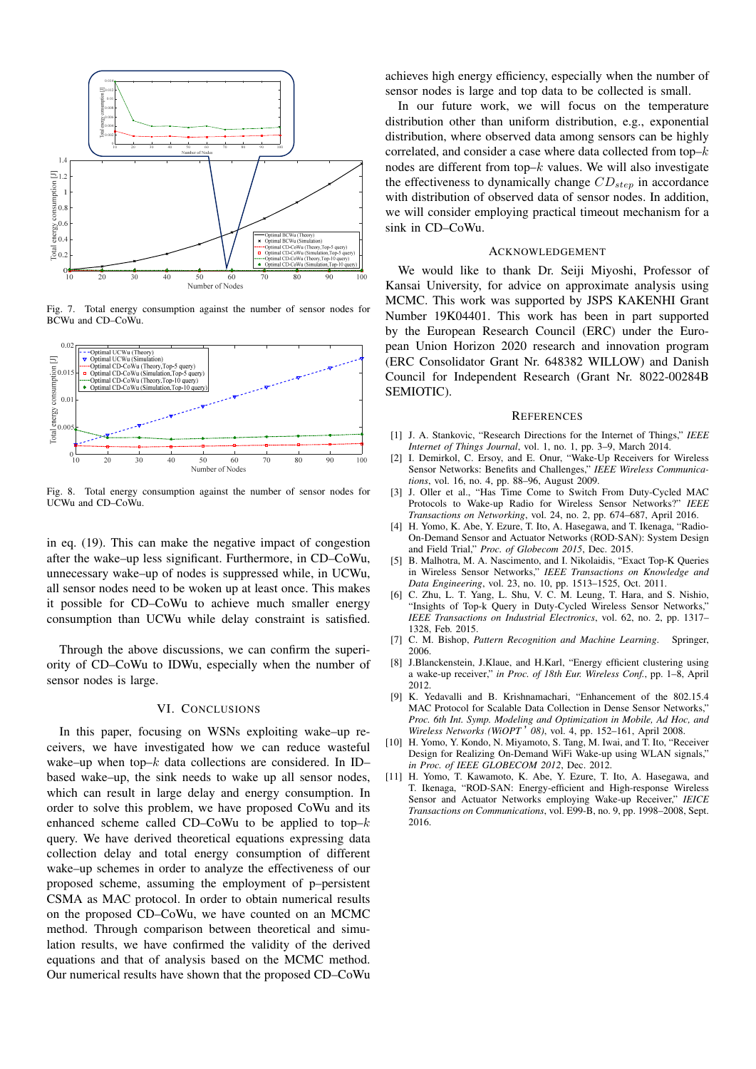0.014
0.012
0.01
0.008
0.006
0.004
0.002
0
Total energy consumption [J]
10 20 30 40 50 60 70 80 90 100
Number of Nodes

1.4
1.2
1
0.8
0.6
0.4
0.2
0
Total energy consumption [J]
10 20 30 40 50 60 70 80 90 100
Number of Nodes

Optimal BCWu (Theory)
Optimal BCWu (Simulation)
Optimal CD-CoWu (Theory,Top-5 query)
Optimal CD-CoWu (Simulation,Top-5 query)
Optimal CD-CoWu (Theory,Top-10 query)
Optimal CD-CoWu (Simulation,Top-10 query)

Fig. 7. Total energy consumption against the number of sensor nodes for BCWu and CD–CoWu.

0.02
0.015
0.01
0.005
0
Total energy consumption [J]
10 20 30 40 50 60 70 80 90 100
Number of Nodes

Optimal UCWu (Theory)
Optimal UCWu (Simulation)
Optimal CD-CoWu (Theory,Top-5 query)
Optimal CD-CoWu (Simulation,Top-5 query)
Optimal CD-CoWu (Theory,Top-10 query)
Optimal CD-CoWu (Simulation,Top-10 query)

Fig. 8. Total energy consumption against the number of sensor nodes for UCWu and CD–CoWu.

in eq. (19). This can make the negative impact of congestion after the wake–up less significant. Furthermore, in CD–CoWu, unnecessary wake–up of nodes is suppressed while, in UCWu, all sensor nodes need to be woken up at least once. This makes it possible for CD–CoWu to achieve much smaller energy consumption than UCWu while delay constraint is satisfied.

Through the above discussions, we can confirm the superiority of CD–CoWu to IDWu, especially when the number of sensor nodes is large.

## VI. Conclusions

In this paper, focusing on WSNs exploiting wake–up receivers, we have investigated how we can reduce wasteful wake–up when top–$k$ data collections are considered. In ID–based wake–up, the sink needs to wake up all sensor nodes, which can result in large delay and energy consumption. In order to solve this problem, we have proposed CoWu and its enhanced scheme called CD–CoWu to be applied to top–$k$ query. We have derived theoretical equations expressing data collection delay and total energy consumption of different wake–up schemes in order to analyze the effectiveness of our proposed scheme, assuming the employment of p–persistent CSMA as MAC protocol. In order to obtain numerical results on the proposed CD–CoWu, we have counted on an MCMC method. Through comparison between theoretical and simulation results, we have confirmed the validity of the derived equations and that of analysis based on the MCMC method. Our numerical results have shown that the proposed CD–CoWu achieves high energy efficiency, especially when the number of sensor nodes is large and top data to be collected is small.

In our future work, we will focus on the temperature distribution other than uniform distribution, e.g., exponential distribution, where observed data among sensors can be highly correlated, and consider a case where data collected from top–$k$ nodes are different from top–$k$ values. We will also investigate the effectiveness to dynamically change $CD_{step}$ in accordance with distribution of observed data of sensor nodes. In addition, we will consider employing practical timeout mechanism for a sink in CD–CoWu.

## Acknowledgement

We would like to thank Dr. Seiji Miyoshi, Professor of Kansai University, for advice on approximate analysis using MCMC. This work was supported by JSPS KAKENHI Grant Number 19K04401. This work has been in part supported by the European Research Council (ERC) under the European Union Horizon 2020 research and innovation program (ERC Consolidator Grant Nr. 648382 WILLOW) and Danish Council for Independent Research (Grant Nr. 8022-00284B SEMIOTIC).

## References

[1] J. A. Stankovic, "Research Directions for the Internet of Things," *IEEE Internet of Things Journal*, vol. 1, no. 1, pp. 3–9, March 2014.

[2] I. Demirkol, C. Ersoy, and E. Onur, "Wake-Up Receivers for Wireless Sensor Networks: Benefits and Challenges," *IEEE Wireless Communications*, vol. 16, no. 4, pp. 88–96, August 2009.

[3] J. Oller et al., "Has Time Come to Switch From Duty-Cycled MAC Protocols to Wake-up Radio for Wireless Sensor Networks?" *IEEE Transactions on Networking*, vol. 24, no. 2, pp. 674–687, April 2016.

[4] H. Yomo, K. Abe, Y. Ezure, T. Ito, A. Hasegawa, and T. Ikenaga, "Radio-On-Demand Sensor and Actuator Networks (ROD-SAN): System Design and Field Trial," *Proc. of Globecom 2015*, Dec. 2015.

[5] B. Malhotra, M. A. Nascimento, and I. Nikolaidis, "Exact Top-K Queries in Wireless Sensor Networks," *IEEE Transactions on Knowledge and Data Engineering*, vol. 23, no. 10, pp. 1513–1525, Oct. 2011.

[6] C. Zhu, L. T. Yang, L. Shu, V. C. M. Leung, T. Hara, and S. Nishio, "Insights of Top-k Query in Duty-Cycled Wireless Sensor Networks," *IEEE Transactions on Industrial Electronics*, vol. 62, no. 2, pp. 1317–1328, Feb. 2015.

[7] C. M. Bishop, *Pattern Recognition and Machine Learning*. Springer, 2006.

[8] J.Blanckenstein, J.Klaue, and H.Karl, "Energy efficient clustering using a wake-up receiver," *in Proc. of 18th Eur. Wireless Conf.*, pp. 1–8, April 2012.

[9] K. Yedavalli and B. Krishnamachari, "Enhancement of the 802.15.4 MAC Protocol for Scalable Data Collection in Dense Sensor Networks," *Proc. 6th Int. Symp. Modeling and Optimization in Mobile, Ad Hoc, and Wireless Networks (WiOPT ' 08)*, vol. 4, pp. 152–161, April 2008.

[10] H. Yomo, Y. Kondo, N. Miyamoto, S. Tang, M. Iwai, and T. Ito, "Receiver Design for Realizing On-Demand WiFi Wake-up using WLAN signals," *in Proc. of IEEE GLOBECOM 2012*, Dec. 2012.

[11] H. Yomo, T. Kawamoto, K. Abe, Y. Ezure, T. Ito, A. Hasegawa, and T. Ikenaga, "ROD-SAN: Energy-efficient and High-response Wireless Sensor and Actuator Networks employing Wake-up Receiver," *IEICE Transactions on Communications*, vol. E99-B, no. 9, pp. 1998–2008, Sept. 2016.